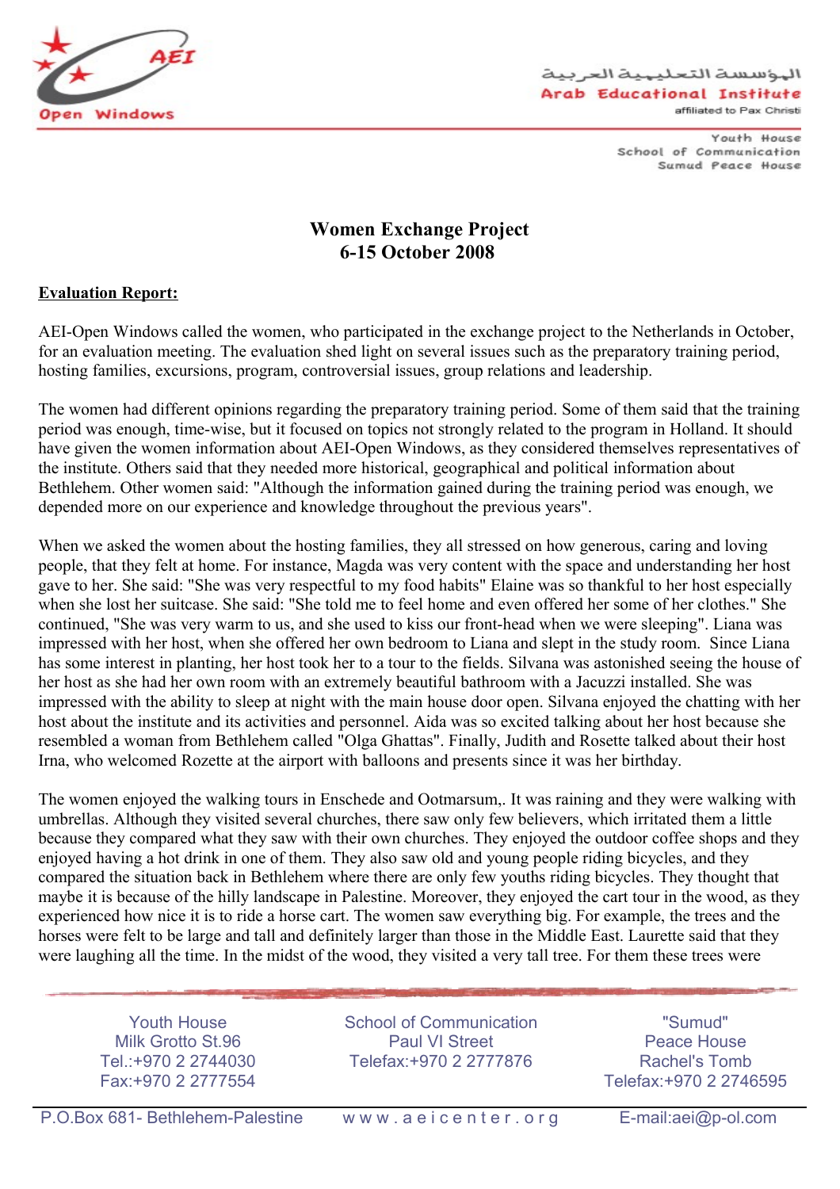# Women Exchange Project
## 6-15 October 2008

**Evaluation Report:**

AEI-Open Windows called the women, who participated in the exchange project to the Netherlands in October, for an evaluation meeting. The evaluation shed light on several issues such as the preparatory training period, hosting families, excursions, program, controversial issues, group relations and leadership.

The women had different opinions regarding the preparatory training period. Some of them said that the training period was enough, time-wise, but it focused on topics not strongly related to the program in Holland. It should have given the women information about AEI-Open Windows, as they considered themselves representatives of the institute. Others said that they needed more historical, geographical and political information about Bethlehem. Other women said: "Although the information gained during the training period was enough, we depended more on our experience and knowledge throughout the previous years".

When we asked the women about the hosting families, they all stressed on how generous, caring and loving people, that they felt at home. For instance, Magda was very content with the space and understanding her host gave to her. She said: "She was very respectful to my food habits" Elaine was so thankful to her host especially when she lost her suitcase. She said: "She told me to feel home and even offered her some of her clothes." She continued, "She was very warm to us, and she used to kiss our front-head when we were sleeping". Liana was impressed with her host, when she offered her own bedroom to Liana and slept in the study room. Since Liana has some interest in planting, her host took her to a tour to the fields. Silvana was astonished seeing the house of her host as she had her own room with an extremely beautiful bathroom with a Jacuzzi installed. She was impressed with the ability to sleep at night with the main house door open. Silvana enjoyed the chatting with her host about the institute and its activities and personnel. Aida was so excited talking about her host because she resembled a woman from Bethlehem called "Olga Ghattas". Finally, Judith and Rosette talked about their host Irna, who welcomed Rozette at the airport with balloons and presents since it was her birthday.

The women enjoyed the walking tours in Enschede and Ootmarsum,. It was raining and they were walking with umbrellas. Although they visited several churches, there saw only few believers, which irritated them a little because they compared what they saw with their own churches. They enjoyed the outdoor coffee shops and they enjoyed having a hot drink in one of them. They also saw old and young people riding bicycles, and they compared the situation back in Bethlehem where there are only few youths riding bicycles. They thought that maybe it is because of the hilly landscape in Palestine. Moreover, they enjoyed the cart tour in the wood, as they experienced how nice it is to ride a horse cart. The women saw everything big. For example, the trees and the horses were felt to be large and tall and definitely larger than those in the Middle East. Laurette said that they were laughing all the time. In the midst of the wood, they visited a very tall tree. For them these trees were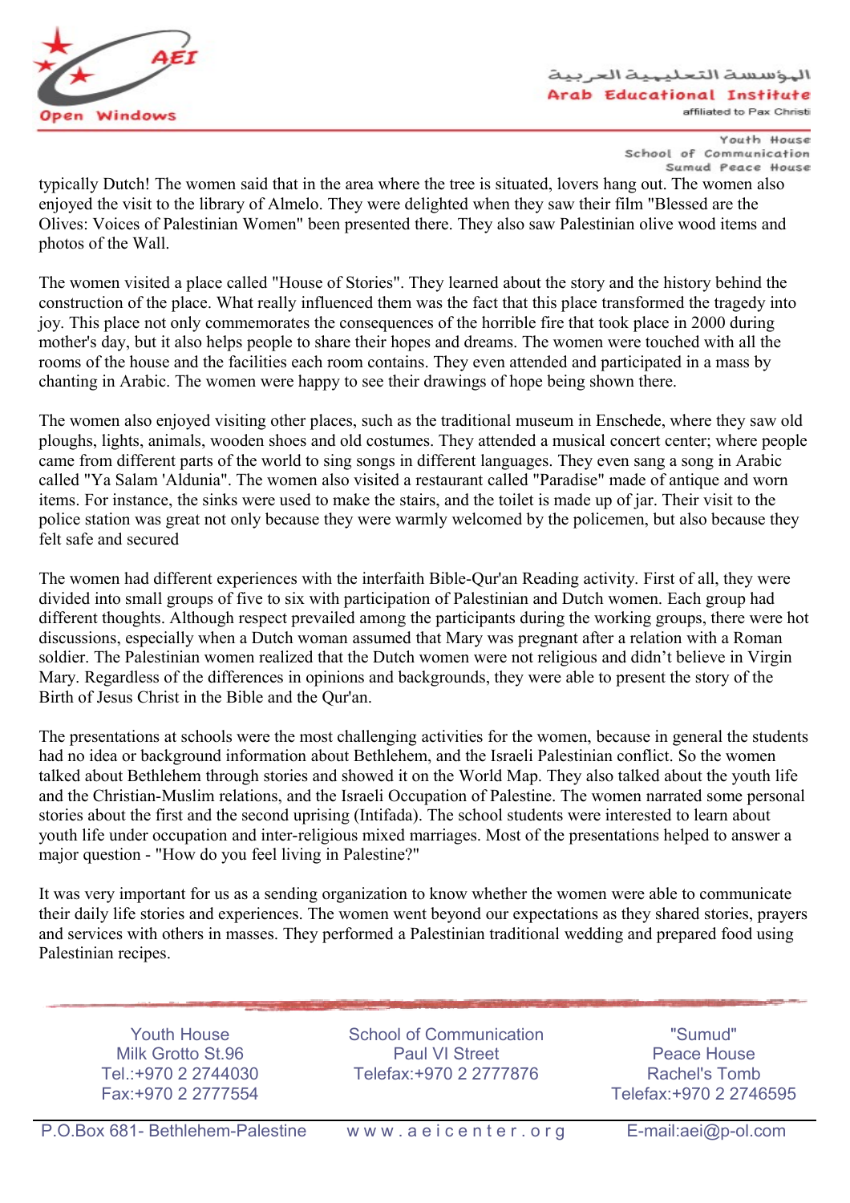typically Dutch! The women said that in the area where the tree is situated, lovers hang out. The women also enjoyed the visit to the library of Almelo. They were delighted when they saw their film "Blessed are the Olives: Voices of Palestinian Women" been presented there. They also saw Palestinian olive wood items and photos of the Wall.

The women visited a place called "House of Stories". They learned about the story and the history behind the construction of the place. What really influenced them was the fact that this place transformed the tragedy into joy. This place not only commemorates the consequences of the horrible fire that took place in 2000 during mother's day, but it also helps people to share their hopes and dreams. The women were touched with all the rooms of the house and the facilities each room contains. They even attended and participated in a mass by chanting in Arabic. The women were happy to see their drawings of hope being shown there.

The women also enjoyed visiting other places, such as the traditional museum in Enschede, where they saw old ploughs, lights, animals, wooden shoes and old costumes. They attended a musical concert center; where people came from different parts of the world to sing songs in different languages. They even sang a song in Arabic called "Ya Salam 'Aldunia". The women also visited a restaurant called "Paradise" made of antique and worn items. For instance, the sinks were used to make the stairs, and the toilet is made up of jar. Their visit to the police station was great not only because they were warmly welcomed by the policemen, but also because they felt safe and secured

The women had different experiences with the interfaith Bible-Qur'an Reading activity. First of all, they were divided into small groups of five to six with participation of Palestinian and Dutch women. Each group had different thoughts. Although respect prevailed among the participants during the working groups, there were hot discussions, especially when a Dutch woman assumed that Mary was pregnant after a relation with a Roman soldier. The Palestinian women realized that the Dutch women were not religious and didn't believe in Virgin Mary. Regardless of the differences in opinions and backgrounds, they were able to present the story of the Birth of Jesus Christ in the Bible and the Qur'an.

The presentations at schools were the most challenging activities for the women, because in general the students had no idea or background information about Bethlehem, and the Israeli Palestinian conflict. So the women talked about Bethlehem through stories and showed it on the World Map. They also talked about the youth life and the Christian-Muslim relations, and the Israeli Occupation of Palestine. The women narrated some personal stories about the first and the second uprising (Intifada). The school students were interested to learn about youth life under occupation and inter-religious mixed marriages. Most of the presentations helped to answer a major question - "How do you feel living in Palestine?"

It was very important for us as a sending organization to know whether the women were able to communicate their daily life stories and experiences. The women went beyond our expectations as they shared stories, prayers and services with others in masses. They performed a Palestinian traditional wedding and prepared food using Palestinian recipes.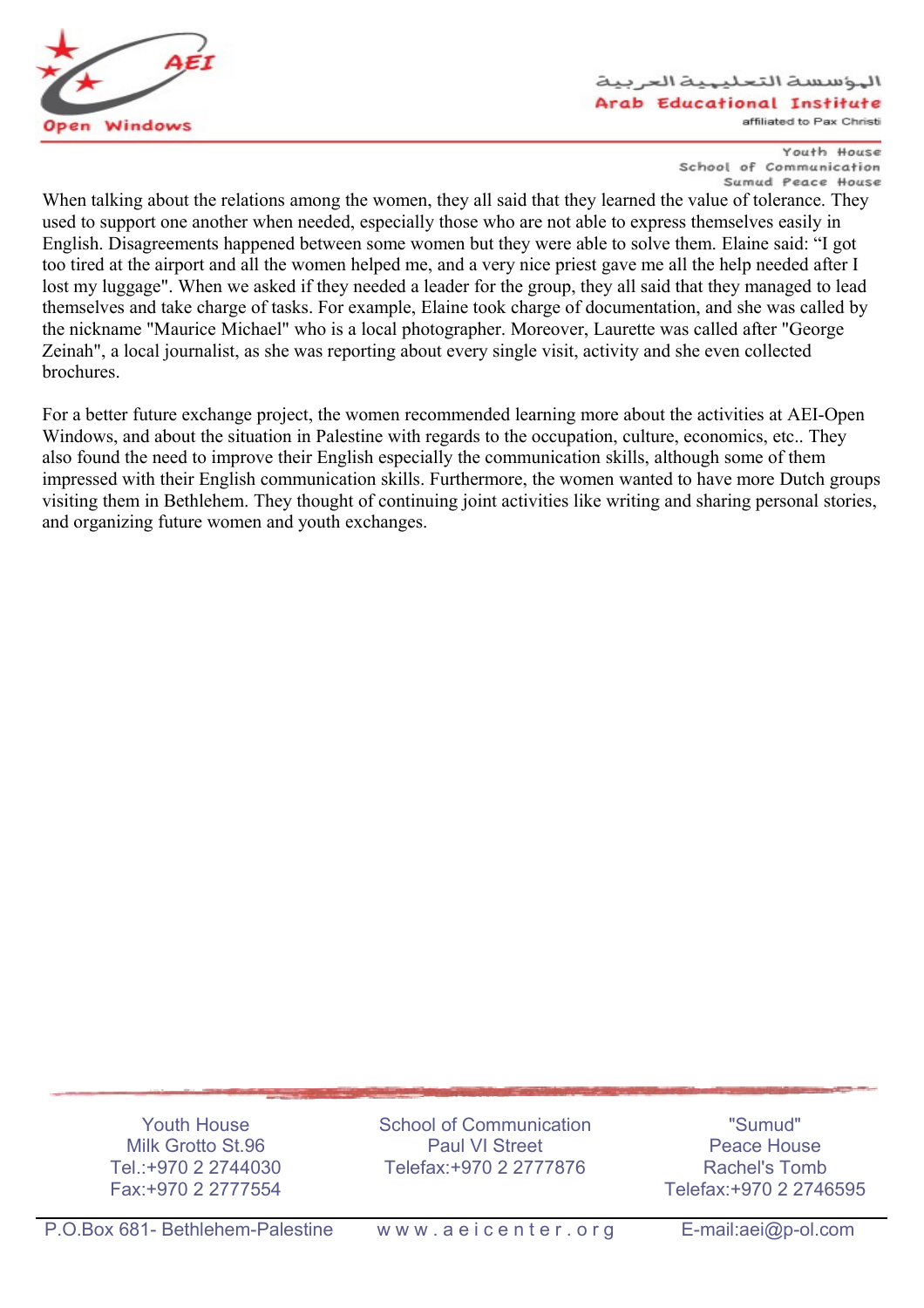When talking about the relations among the women, they all said that they learned the value of tolerance. They used to support one another when needed, especially those who are not able to express themselves easily in English. Disagreements happened between some women but they were able to solve them. Elaine said: “I got too tired at the airport and all the women helped me, and a very nice priest gave me all the help needed after I lost my luggage". When we asked if they needed a leader for the group, they all said that they managed to lead themselves and take charge of tasks. For example, Elaine took charge of documentation, and she was called by the nickname "Maurice Michael" who is a local photographer. Moreover, Laurette was called after "George Zeinah", a local journalist, as she was reporting about every single visit, activity and she even collected brochures.

For a better future exchange project, the women recommended learning more about the activities at AEI-Open Windows, and about the situation in Palestine with regards to the occupation, culture, economics, etc.. They also found the need to improve their English especially the communication skills, although some of them impressed with their English communication skills. Furthermore, the women wanted to have more Dutch groups visiting them in Bethlehem. They thought of continuing joint activities like writing and sharing personal stories, and organizing future women and youth exchanges.